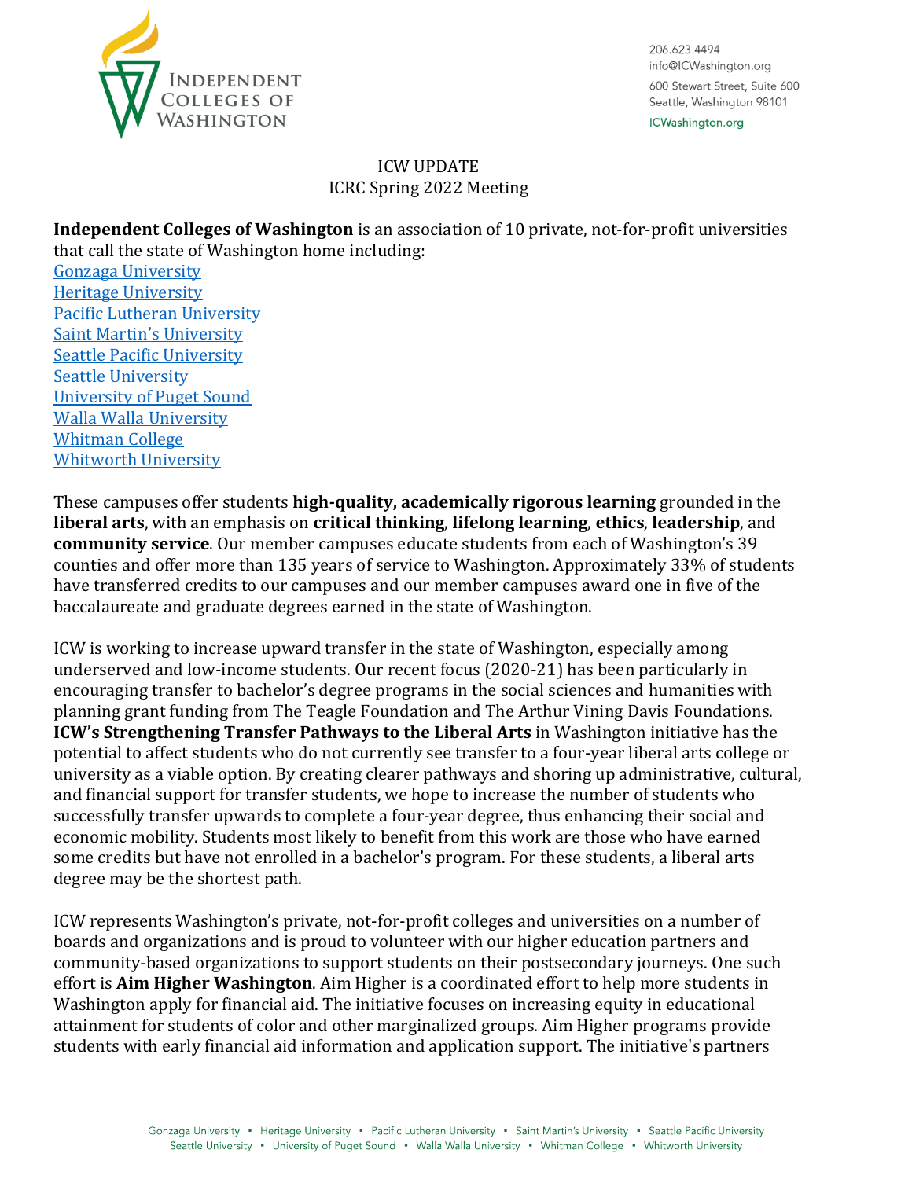206.623.4494
info@ICWashington.org
600 Stewart Street, Suite 600
Seattle, Washington 98101
ICWashington.org

ICW UPDATE
ICRC Spring 2022 Meeting

**Independent Colleges of Washington** is an association of 10 private, not-for-profit universities that call the state of Washington home including:

[Gonzaga University]()
[Heritage University]()
[Pacific Lutheran University]()
[Saint Martin's University]()
[Seattle Pacific University]()
[Seattle University]()
[University of Puget Sound]()
[Walla Walla University]()
[Whitman College]()
[Whitworth University]()

These campuses offer students **high-quality, academically rigorous learning** grounded in the **liberal arts**, with an emphasis on **critical thinking**, **lifelong learning**, **ethics**, **leadership**, and **community service**. Our member campuses educate students from each of Washington's 39 counties and offer more than 135 years of service to Washington. Approximately 33% of students have transferred credits to our campuses and our member campuses award one in five of the baccalaureate and graduate degrees earned in the state of Washington.

ICW is working to increase upward transfer in the state of Washington, especially among underserved and low-income students. Our recent focus (2020-21) has been particularly in encouraging transfer to bachelor's degree programs in the social sciences and humanities with planning grant funding from The Teagle Foundation and The Arthur Vining Davis Foundations. **ICW's Strengthening Transfer Pathways to the Liberal Arts** in Washington initiative has the potential to affect students who do not currently see transfer to a four-year liberal arts college or university as a viable option. By creating clearer pathways and shoring up administrative, cultural, and financial support for transfer students, we hope to increase the number of students who successfully transfer upwards to complete a four-year degree, thus enhancing their social and economic mobility. Students most likely to benefit from this work are those who have earned some credits but have not enrolled in a bachelor's program. For these students, a liberal arts degree may be the shortest path.

ICW represents Washington's private, not-for-profit colleges and universities on a number of boards and organizations and is proud to volunteer with our higher education partners and community-based organizations to support students on their postsecondary journeys. One such effort is **Aim Higher Washington**. Aim Higher is a coordinated effort to help more students in Washington apply for financial aid. The initiative focuses on increasing equity in educational attainment for students of color and other marginalized groups. Aim Higher programs provide students with early financial aid information and application support. The initiative's partners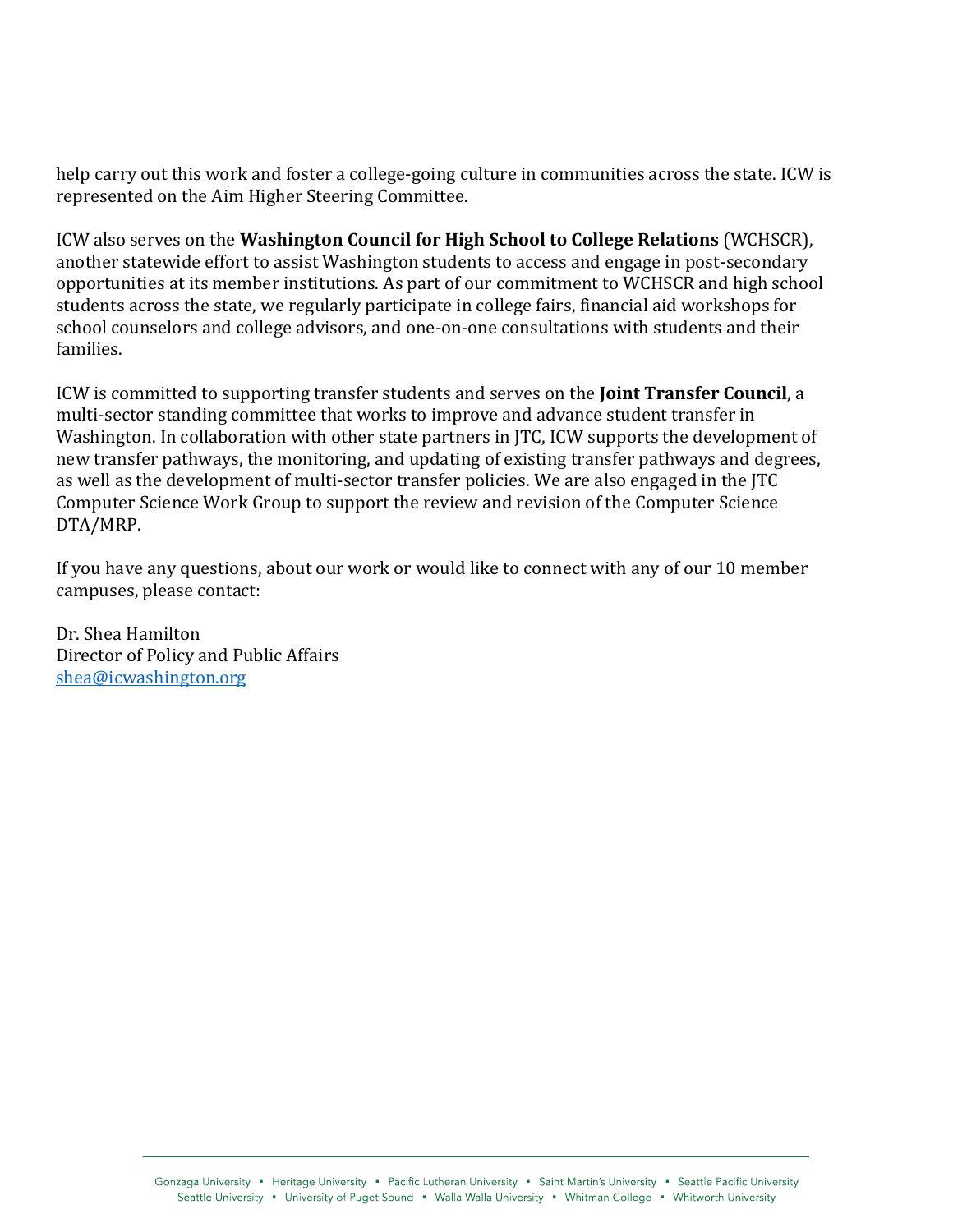help carry out this work and foster a college-going culture in communities across the state. ICW is represented on the Aim Higher Steering Committee.

ICW also serves on the **Washington Council for High School to College Relations** (WCHSCR), another statewide effort to assist Washington students to access and engage in post-secondary opportunities at its member institutions. As part of our commitment to WCHSCR and high school students across the state, we regularly participate in college fairs, financial aid workshops for school counselors and college advisors, and one-on-one consultations with students and their families.

ICW is committed to supporting transfer students and serves on the **Joint Transfer Council**, a multi-sector standing committee that works to improve and advance student transfer in Washington. In collaboration with other state partners in JTC, ICW supports the development of new transfer pathways, the monitoring, and updating of existing transfer pathways and degrees, as well as the development of multi-sector transfer policies. We are also engaged in the JTC Computer Science Work Group to support the review and revision of the Computer Science DTA/MRP.

If you have any questions, about our work or would like to connect with any of our 10 member campuses, please contact:

Dr. Shea Hamilton
Director of Policy and Public Affairs
shea@icwashington.org

Gonzaga University ▪ Heritage University ▪ Pacific Lutheran University ▪ Saint Martin's University ▪ Seattle Pacific University
Seattle University ▪ University of Puget Sound ▪ Walla Walla University ▪ Whitman College ▪ Whitworth University